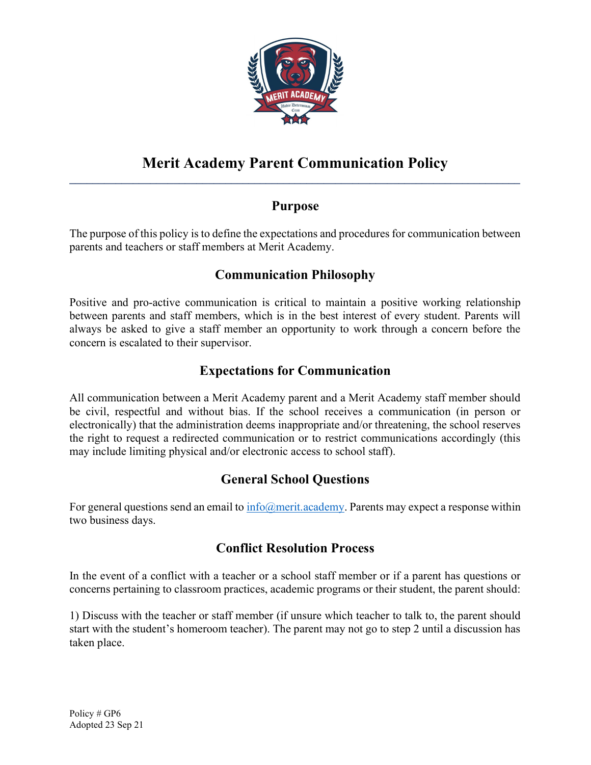# Merit Academy Parent Communication Policy

## Purpose

The purpose of this policy is to define the expectations and procedures for communication between parents and teachers or staff members at Merit Academy.

## Communication Philosophy

Positive and pro-active communication is critical to maintain a positive working relationship between parents and staff members, which is in the best interest of every student. Parents will always be asked to give a staff member an opportunity to work through a concern before the concern is escalated to their supervisor.

## Expectations for Communication

All communication between a Merit Academy parent and a Merit Academy staff member should be civil, respectful and without bias. If the school receives a communication (in person or electronically) that the administration deems inappropriate and/or threatening, the school reserves the right to request a redirected communication or to restrict communications accordingly (this may include limiting physical and/or electronic access to school staff).

## General School Questions

For general questions send an email to info@merit.academy. Parents may expect a response within two business days.

## Conflict Resolution Process

In the event of a conflict with a teacher or a school staff member or if a parent has questions or concerns pertaining to classroom practices, academic programs or their student, the parent should:

1) Discuss with the teacher or staff member (if unsure which teacher to talk to, the parent should start with the student's homeroom teacher). The parent may not go to step 2 until a discussion has taken place.

Policy # GP6
Adopted 23 Sep 21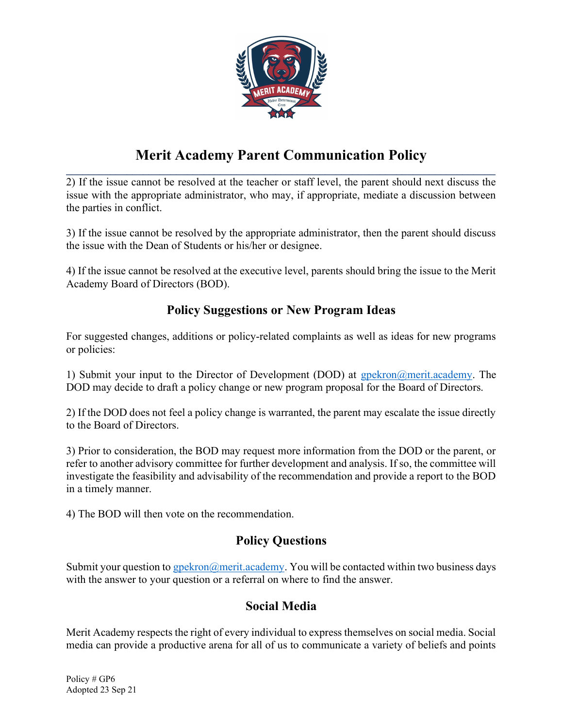# Merit Academy Parent Communication Policy

2) If the issue cannot be resolved at the teacher or staff level, the parent should next discuss the issue with the appropriate administrator, who may, if appropriate, mediate a discussion between the parties in conflict.

3) If the issue cannot be resolved by the appropriate administrator, then the parent should discuss the issue with the Dean of Students or his/her or designee.

4) If the issue cannot be resolved at the executive level, parents should bring the issue to the Merit Academy Board of Directors (BOD).

## Policy Suggestions or New Program Ideas

For suggested changes, additions or policy-related complaints as well as ideas for new programs or policies:

1) Submit your input to the Director of Development (DOD) at gpekron@merit.academy. The DOD may decide to draft a policy change or new program proposal for the Board of Directors.

2) If the DOD does not feel a policy change is warranted, the parent may escalate the issue directly to the Board of Directors.

3) Prior to consideration, the BOD may request more information from the DOD or the parent, or refer to another advisory committee for further development and analysis. If so, the committee will investigate the feasibility and advisability of the recommendation and provide a report to the BOD in a timely manner.

4) The BOD will then vote on the recommendation.

## Policy Questions

Submit your question to gpekron@merit.academy. You will be contacted within two business days with the answer to your question or a referral on where to find the answer.

## Social Media

Merit Academy respects the right of every individual to express themselves on social media. Social media can provide a productive arena for all of us to communicate a variety of beliefs and points

Policy # GP6
Adopted 23 Sep 21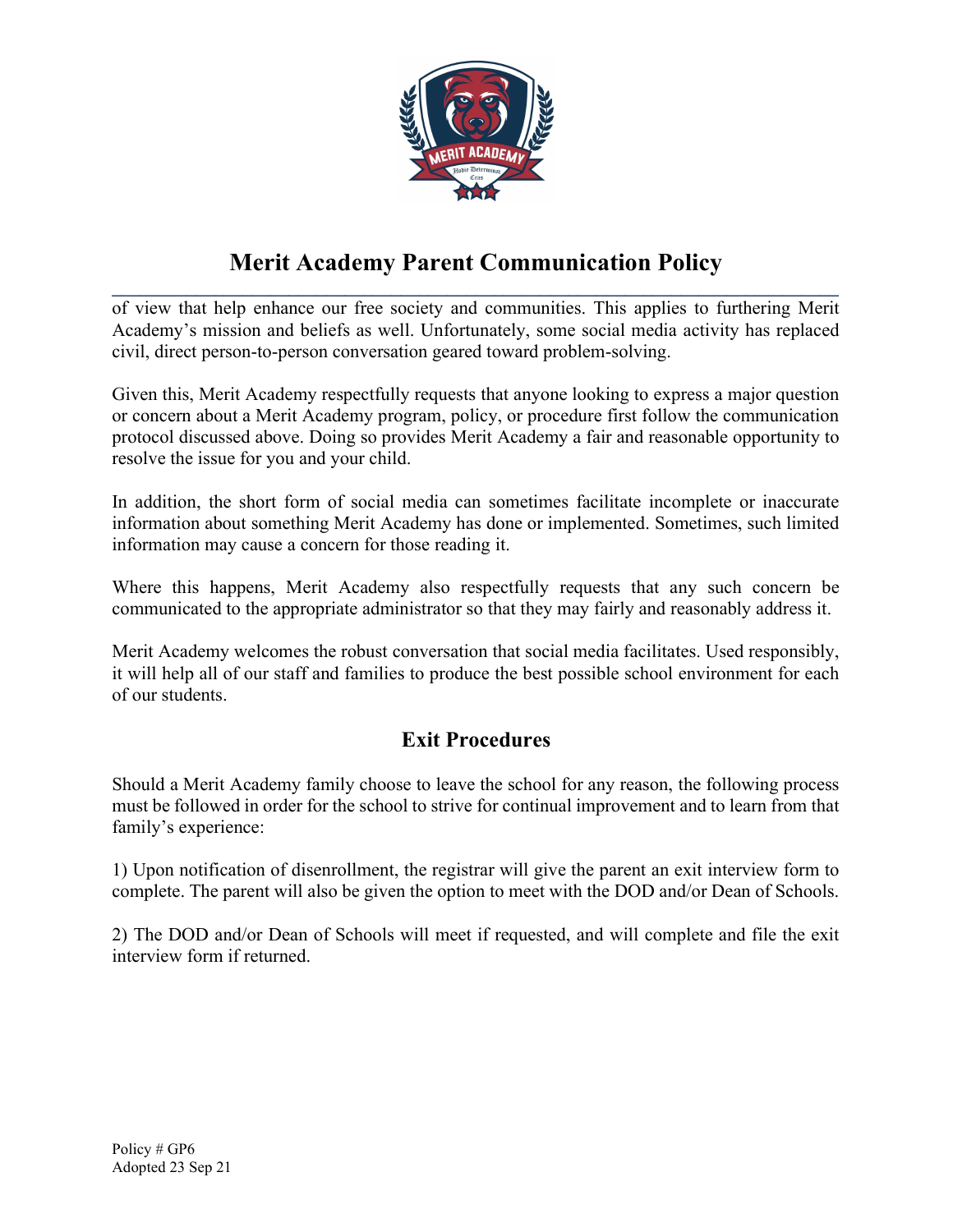# Merit Academy Parent Communication Policy

of view that help enhance our free society and communities. This applies to furthering Merit Academy's mission and beliefs as well. Unfortunately, some social media activity has replaced civil, direct person-to-person conversation geared toward problem-solving.

Given this, Merit Academy respectfully requests that anyone looking to express a major question or concern about a Merit Academy program, policy, or procedure first follow the communication protocol discussed above. Doing so provides Merit Academy a fair and reasonable opportunity to resolve the issue for you and your child.

In addition, the short form of social media can sometimes facilitate incomplete or inaccurate information about something Merit Academy has done or implemented. Sometimes, such limited information may cause a concern for those reading it.

Where this happens, Merit Academy also respectfully requests that any such concern be communicated to the appropriate administrator so that they may fairly and reasonably address it.

Merit Academy welcomes the robust conversation that social media facilitates. Used responsibly, it will help all of our staff and families to produce the best possible school environment for each of our students.

## Exit Procedures

Should a Merit Academy family choose to leave the school for any reason, the following process must be followed in order for the school to strive for continual improvement and to learn from that family's experience:

1) Upon notification of disenrollment, the registrar will give the parent an exit interview form to complete. The parent will also be given the option to meet with the DOD and/or Dean of Schools.

2) The DOD and/or Dean of Schools will meet if requested, and will complete and file the exit interview form if returned.

Policy # GP6
Adopted 23 Sep 21